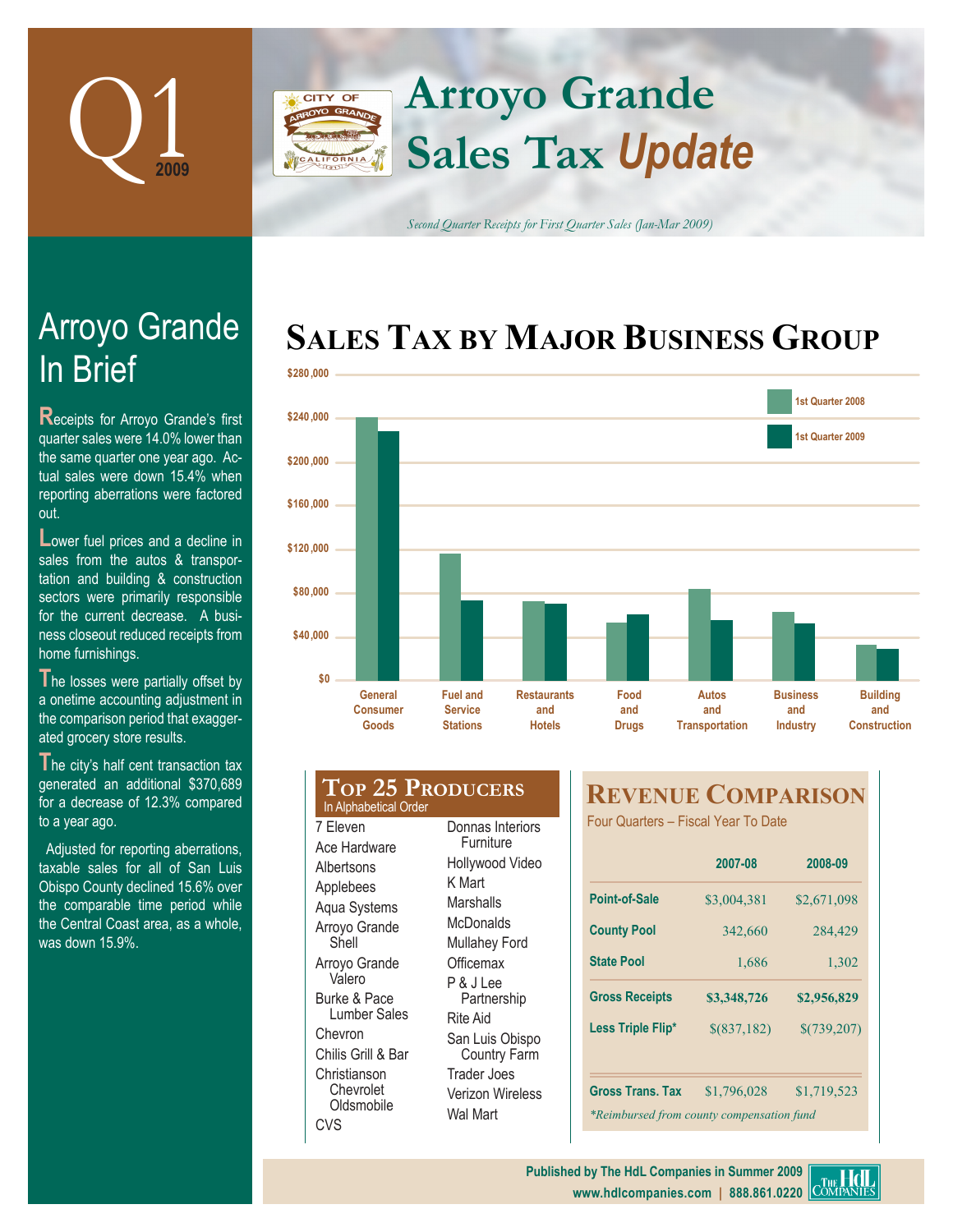# Q1 2009

# Arroyo Grande Sales Tax *Update*

*Second Quarter Receipts for First Quarter Sales (Jan-Mar 2009)*

## Arroyo Grande In Brief

Receipts for Arroyo Grande's first quarter sales were 14.0% lower than the same quarter one year ago. Actual sales were down 15.4% when reporting aberrations were factored out.

Lower fuel prices and a decline in sales from the autos & transportation and building & construction sectors were primarily responsible for the current decrease. A business closeout reduced receipts from home furnishings.

The losses were partially offset by a onetime accounting adjustment in the comparison period that exaggerated grocery store results.

The city's half cent transaction tax generated an additional $370,689 for a decrease of 12.3% compared to a year ago.

Adjusted for reporting aberrations, taxable sales for all of San Luis Obispo County declined 15.6% over the comparable time period while the Central Coast area, as a whole, was down 15.9%.

## Sales Tax by Major Business Group

Chart legend: 1st Quarter 2008; 1st Quarter 2009

Categories: General Consumer Goods; Fuel and Service Stations; Restaurants and Hotels; Food and Drugs; Autos and Transportation; Business and Industry; Building and Construction

Axis: $0 – $280,000

## Top 25 Producers

In Alphabetical Order

- 7 Eleven
- Ace Hardware
- Albertsons
- Applebees
- Aqua Systems
- Arroyo Grande Shell
- Arroyo Grande Valero
- Burke & Pace Lumber Sales
- Chevron
- Chilis Grill & Bar
- Christianson Chevrolet Oldsmobile
- CVS
- Donnas Interiors Furniture
- Hollywood Video
- K Mart
- Marshalls
- McDonalds
- Mullahey Ford
- Officemax
- P & J Lee Partnership
- Rite Aid
- San Luis Obispo Country Farm
- Trader Joes
- Verizon Wireless
- Wal Mart

## Revenue Comparison

Four Quarters – Fiscal Year To Date

| | 2007-08 | 2008-09 |
|---|---|---|
| Point-of-Sale | $3,004,381 | $2,671,098 |
| County Pool | 342,660 | 284,429 |
| State Pool | 1,686 | 1,302 |
| **Gross Receipts** | **$3,348,726** | **$2,956,829** |
| Less Triple Flip* | $(837,182) | $(739,207) |
| Gross Trans. Tax | $1,796,028 | $1,719,523 |

*\*Reimbursed from county compensation fund*

Published by The HdL Companies in Summer 2009
www.hdlcompanies.com | 888.861.0220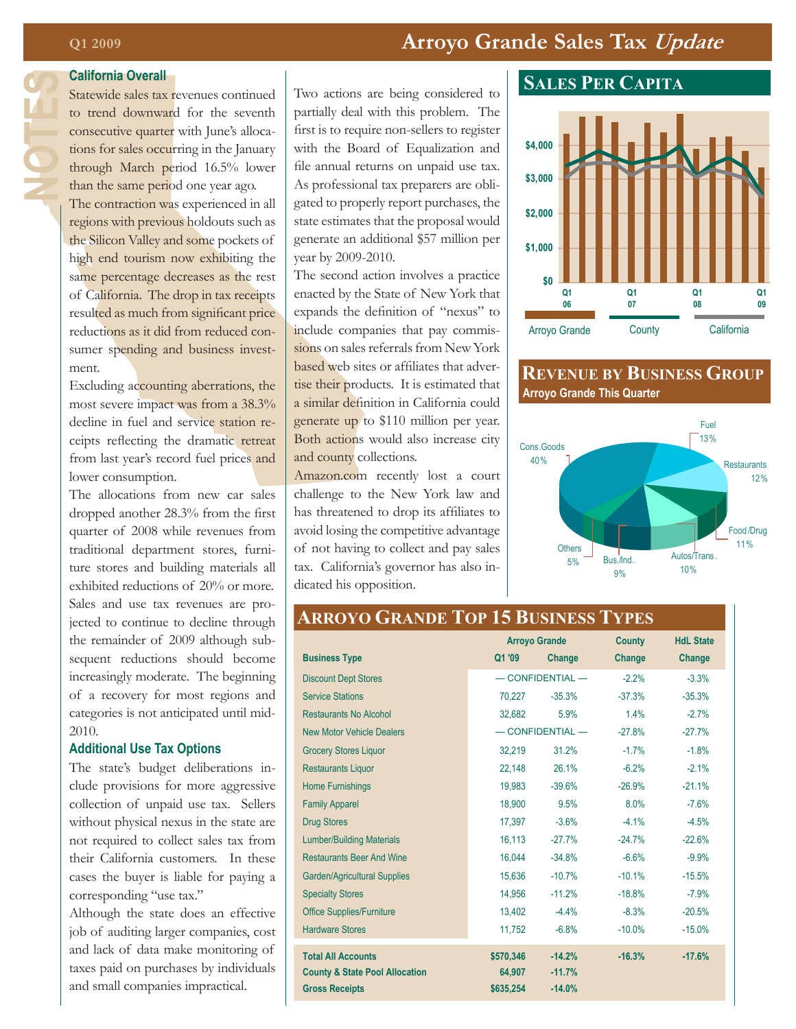# Arroyo Grande Sales Tax *Update*

Q1 2009

NOTES

### California Overall

Statewide sales tax revenues continued to trend downward for the seventh consecutive quarter with June's allocations for sales occurring in the January through March period 16.5% lower than the same period one year ago.

The contraction was experienced in all regions with previous holdouts such as the Silicon Valley and some pockets of high end tourism now exhibiting the same percentage decreases as the rest of California. The drop in tax receipts resulted as much from significant price reductions as it did from reduced consumer spending and business investment.

Excluding accounting aberrations, the most severe impact was from a 38.3% decline in fuel and service station receipts reflecting the dramatic retreat from last year's record fuel prices and lower consumption.

The allocations from new car sales dropped another 28.3% from the first quarter of 2008 while revenues from traditional department stores, furniture stores and building materials all exhibited reductions of 20% or more.

Sales and use tax revenues are projected to continue to decline through the remainder of 2009 although subsequent reductions should become increasingly moderate. The beginning of a recovery for most regions and categories is not anticipated until mid-2010.

### Additional Use Tax Options

The state's budget deliberations include provisions for more aggressive collection of unpaid use tax. Sellers without physical nexus in the state are not required to collect sales tax from their California customers. In these cases the buyer is liable for paying a corresponding "use tax."

Although the state does an effective job of auditing larger companies, cost and lack of data make monitoring of taxes paid on purchases by individuals and small companies impractical.

Two actions are being considered to partially deal with this problem. The first is to require non-sellers to register with the Board of Equalization and file annual returns on unpaid use tax. As professional tax preparers are obligated to properly report purchases, the state estimates that the proposal would generate an additional $57 million per year by 2009-2010.

The second action involves a practice enacted by the State of New York that expands the definition of "nexus" to include companies that pay commissions on sales referrals from New York based web sites or affiliates that advertise their products. It is estimated that a similar definition in California could generate up to $110 million per year. Both actions would also increase city and county collections.

Amazon.com recently lost a court challenge to the New York law and has threatened to drop its affiliates to avoid losing the competitive advantage of not having to collect and pay sales tax. California's governor has also indicated his opposition.

## Sales Per Capita

$4,000
$3,000
$2,000
$1,000
$0
Q1 06
Q1 07
Q1 08
Q1 09
Arroyo Grande
County
California

## Revenue by Business Group

Arroyo Grande This Quarter

Cons.Goods 40%
Fuel 13%
Restaurants 12%
Food/Drug 11%
Autos/Trans. 10%
Bus./Ind. 9%
Others 5%

## Arroyo Grande Top 15 Business Types

| Business Type | Arroyo Grande Q1 '09 | Arroyo Grande Change | County Change | HdL State Change |
|---|---|---|---|---|
| Discount Dept Stores | — CONFIDENTIAL — | | -2.2% | -3.3% |
| Service Stations | 70,227 | -35.3% | -37.3% | -35.3% |
| Restaurants No Alcohol | 32,682 | 5.9% | 1.4% | -2.7% |
| New Motor Vehicle Dealers | — CONFIDENTIAL — | | -27.8% | -27.7% |
| Grocery Stores Liquor | 32,219 | 31.2% | -1.7% | -1.8% |
| Restaurants Liquor | 22,148 | 26.1% | -6.2% | -2.1% |
| Home Furnishings | 19,983 | -39.6% | -26.9% | -21.1% |
| Family Apparel | 18,900 | 9.5% | 8.0% | -7.6% |
| Drug Stores | 17,397 | -3.6% | -4.1% | -4.5% |
| Lumber/Building Materials | 16,113 | -27.7% | -24.7% | -22.6% |
| Restaurants Beer And Wine | 16,044 | -34.8% | -6.6% | -9.9% |
| Garden/Agricultural Supplies | 15,636 | -10.7% | -10.1% | -15.5% |
| Specialty Stores | 14,956 | -11.2% | -18.8% | -7.9% |
| Office Supplies/Furniture | 13,402 | -4.4% | -8.3% | -20.5% |
| Hardware Stores | 11,752 | -6.8% | -10.0% | -15.0% |
| **Total All Accounts** | **$570,346** | **-14.2%** | **-16.3%** | **-17.6%** |
| **County & State Pool Allocation** | **64,907** | **-11.7%** | | |
| **Gross Receipts** | **$635,254** | **-14.0%** | | |